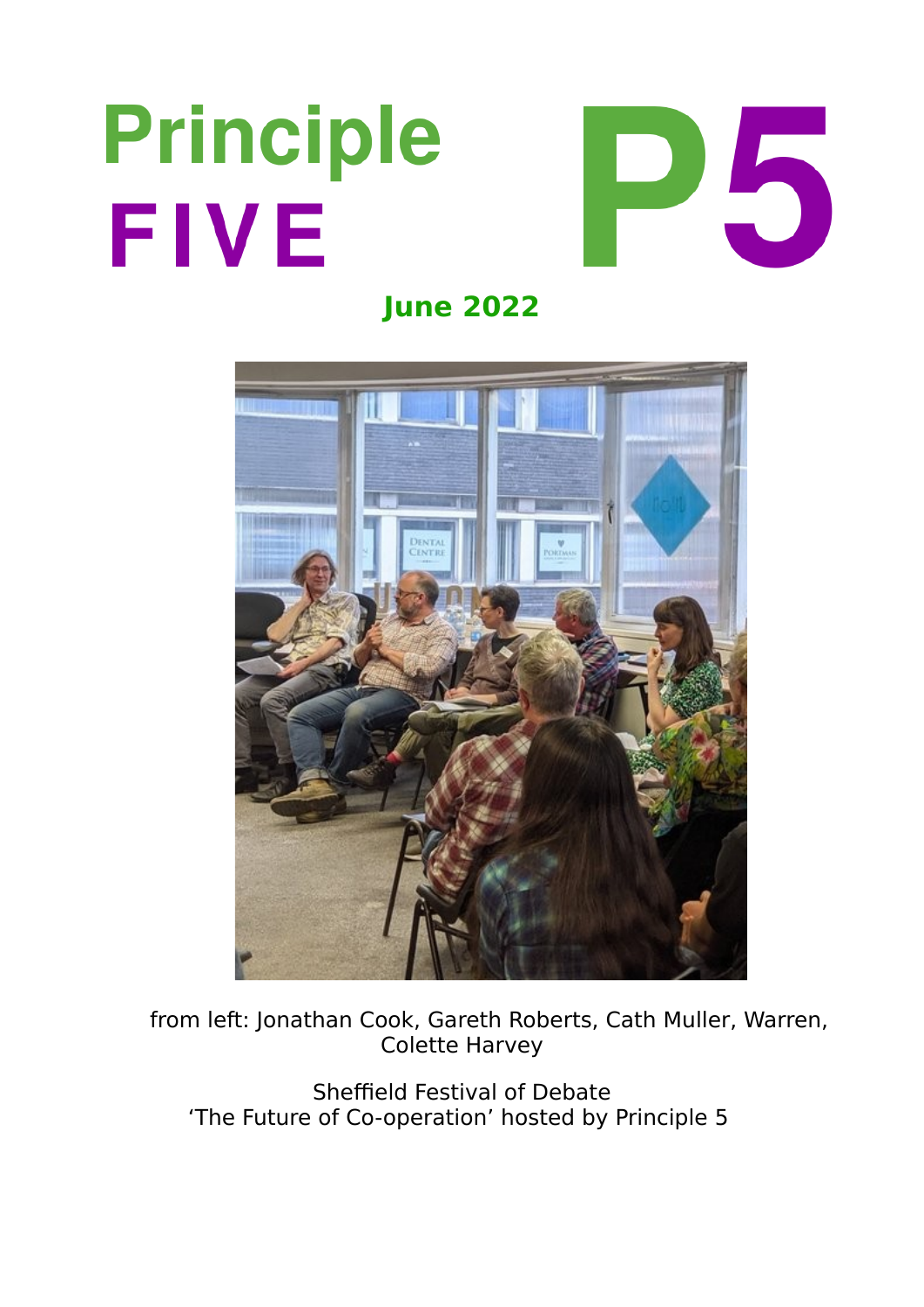# Principle FIVE

# P5

**June 2022**

from left: Jonathan Cook, Gareth Roberts, Cath Muller, Warren, Colette Harvey

Sheffield Festival of Debate
'The Future of Co-operation' hosted by Principle 5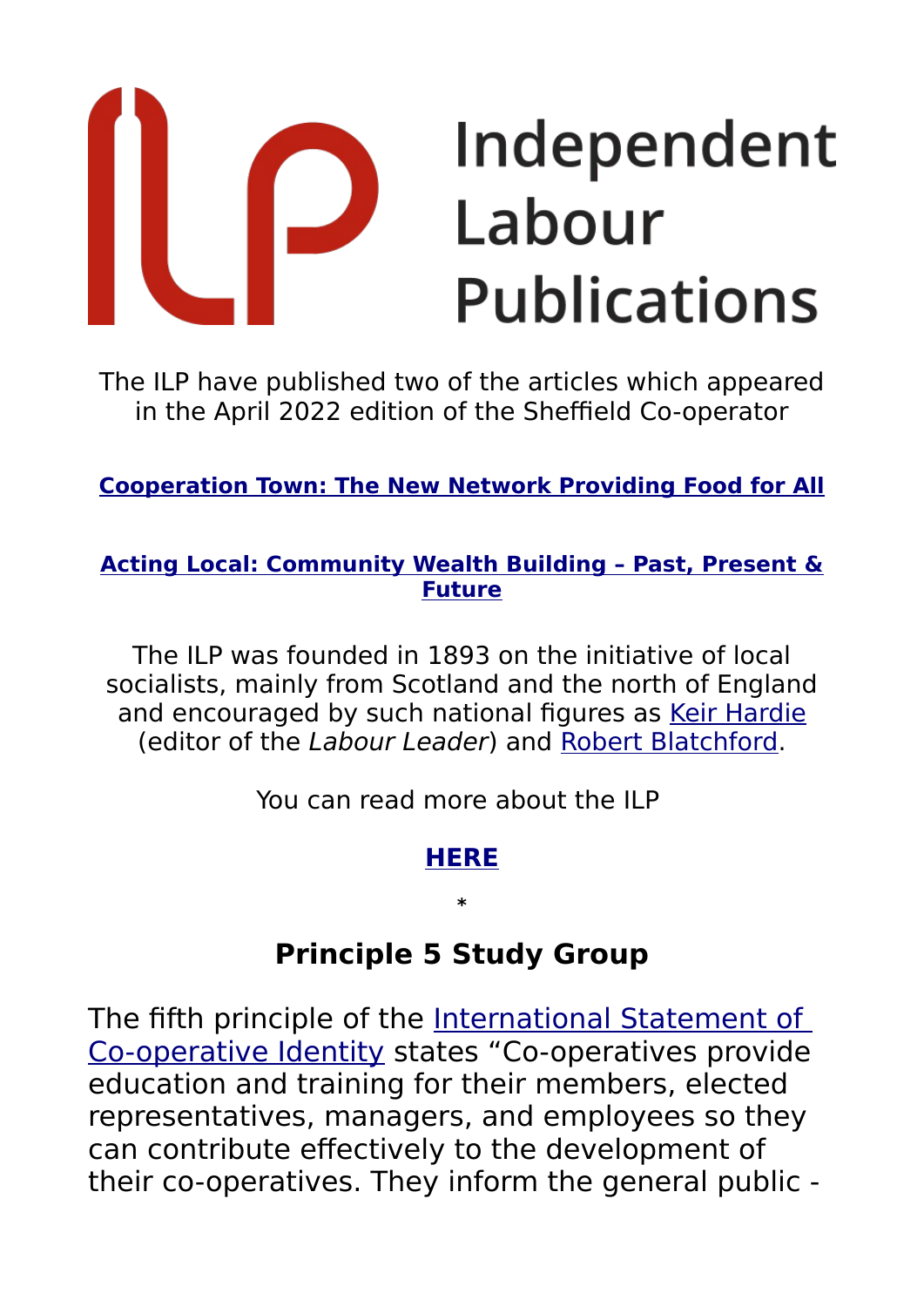# Independent Labour Publications

The ILP have published two of the articles which appeared in the April 2022 edition of the Sheffield Co-operator

**Cooperation Town: The New Network Providing Food for All**

**Acting Local: Community Wealth Building – Past, Present & Future**

The ILP was founded in 1893 on the initiative of local socialists, mainly from Scotland and the north of England and encouraged by such national figures as Keir Hardie (editor of the *Labour Leader*) and Robert Blatchford.

You can read more about the ILP

**HERE**

*

## Principle 5 Study Group

The fifth principle of the International Statement of Co-operative Identity states "Co-operatives provide education and training for their members, elected representatives, managers, and employees so they can contribute effectively to the development of their co-operatives. They inform the general public -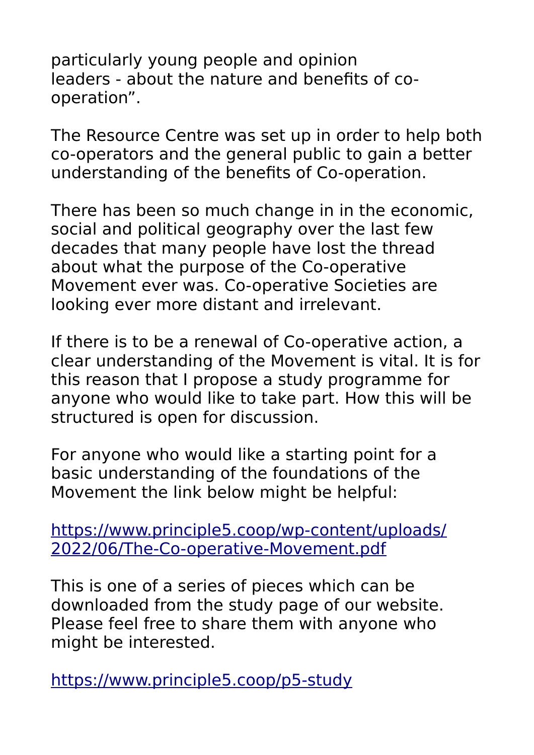particularly young people and opinion leaders - about the nature and benefits of co-operation".

The Resource Centre was set up in order to help both co-operators and the general public to gain a better understanding of the benefits of Co-operation.

There has been so much change in in the economic, social and political geography over the last few decades that many people have lost the thread about what the purpose of the Co-operative Movement ever was. Co-operative Societies are looking ever more distant and irrelevant.

If there is to be a renewal of Co-operative action, a clear understanding of the Movement is vital. It is for this reason that I propose a study programme for anyone who would like to take part. How this will be structured is open for discussion.

For anyone who would like a starting point for a basic understanding of the foundations of the Movement the link below might be helpful:

[https://www.principle5.coop/wp-content/uploads/2022/06/The-Co-operative-Movement.pdf](https://www.principle5.coop/wp-content/uploads/2022/06/The-Co-operative-Movement.pdf)

This is one of a series of pieces which can be downloaded from the study page of our website. Please feel free to share them with anyone who might be interested.

[https://www.principle5.coop/p5-study](https://www.principle5.coop/p5-study)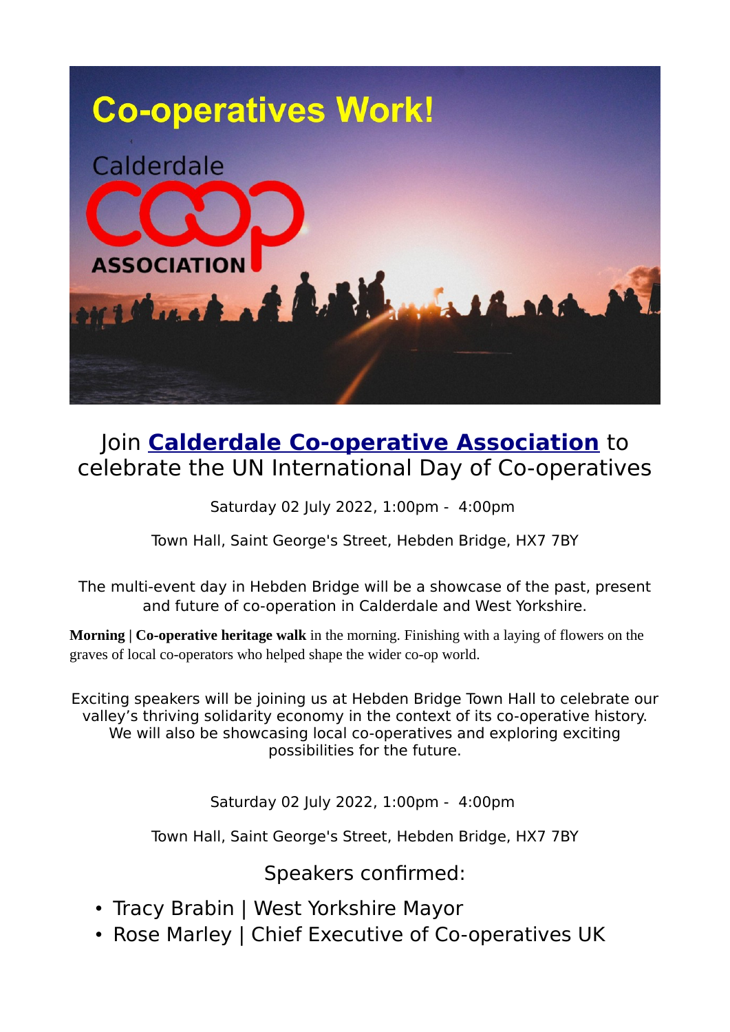# Co-operatives Work!

Calderdale COOP ASSOCIATION

## Join **Calderdale Co-operative Association** to celebrate the UN International Day of Co-operatives

Saturday 02 July 2022, 1:00pm - 4:00pm

Town Hall, Saint George's Street, Hebden Bridge, HX7 7BY

The multi-event day in Hebden Bridge will be a showcase of the past, present and future of co-operation in Calderdale and West Yorkshire.

**Morning | Co-operative heritage walk** in the morning. Finishing with a laying of flowers on the graves of local co-operators who helped shape the wider co-op world.

Exciting speakers will be joining us at Hebden Bridge Town Hall to celebrate our valley's thriving solidarity economy in the context of its co-operative history. We will also be showcasing local co-operatives and exploring exciting possibilities for the future.

Saturday 02 July 2022, 1:00pm - 4:00pm

Town Hall, Saint George's Street, Hebden Bridge, HX7 7BY

### Speakers confirmed:

- Tracy Brabin | West Yorkshire Mayor
- Rose Marley | Chief Executive of Co-operatives UK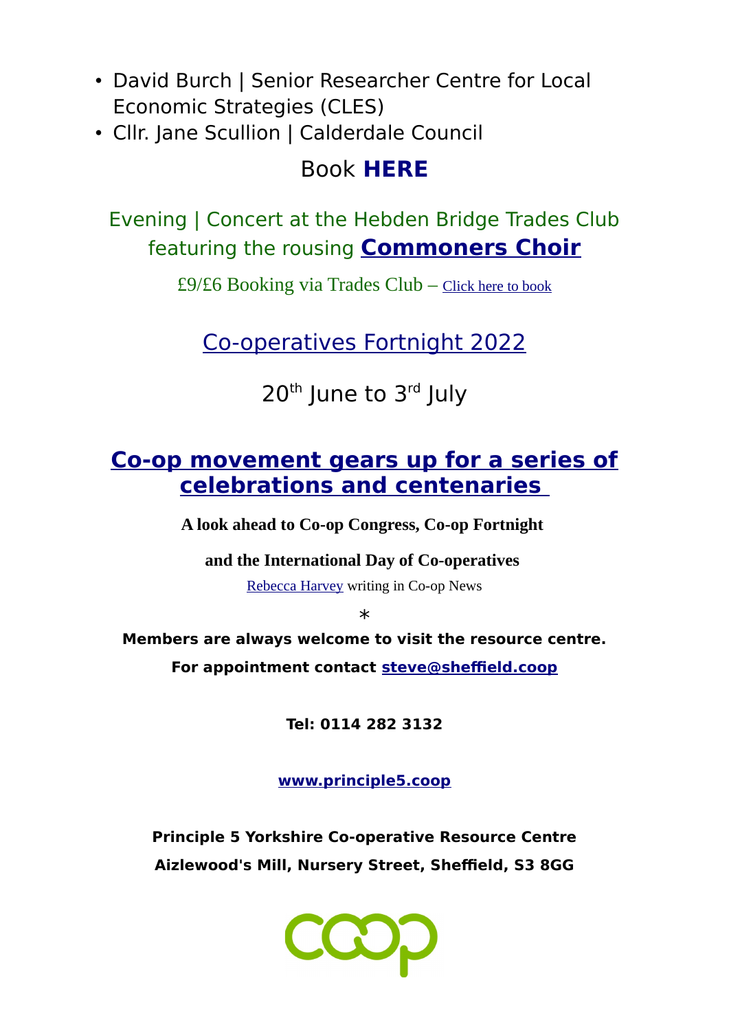- David Burch | Senior Researcher Centre for Local Economic Strategies (CLES)
- Cllr. Jane Scullion | Calderdale Council

Book **HERE**

Evening | Concert at the Hebden Bridge Trades Club featuring the rousing **Commoners Choir**

£9/£6 Booking via Trades Club – Click here to book

Co-operatives Fortnight 2022

20th June to 3rd July

## Co-op movement gears up for a series of celebrations and centenaries

**A look ahead to Co-op Congress, Co-op Fortnight**

**and the International Day of Co-operatives**

Rebecca Harvey writing in Co-op News

*

**Members are always welcome to visit the resource centre.**

**For appointment contact steve@sheffield.coop**

**Tel: 0114 282 3132**

**www.principle5.coop**

**Principle 5 Yorkshire Co-operative Resource Centre**

**Aizlewood's Mill, Nursery Street, Sheffield, S3 8GG**